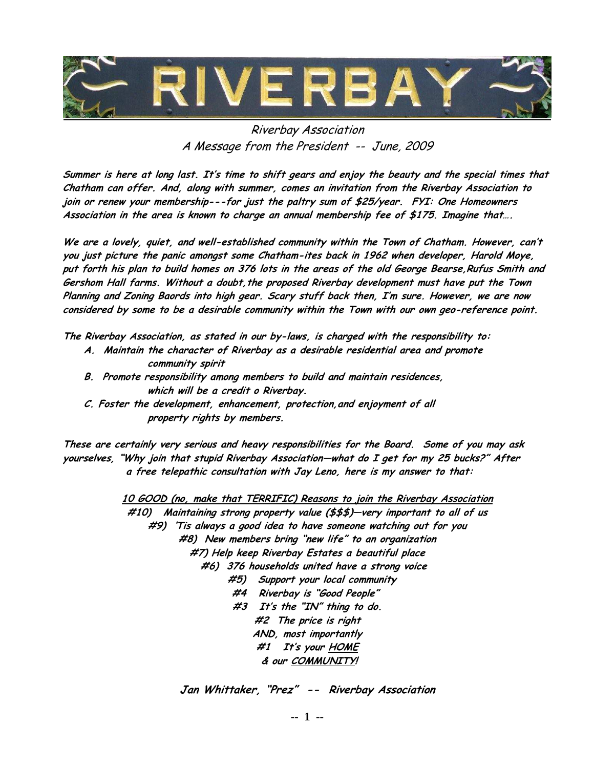# RIVERBAY

Riverbay Association
A Message from the President -- June, 2009

***Summer is here at long last. It's time to shift gears and enjoy the beauty and the special times that Chatham can offer. And, along with summer, comes an invitation from the Riverbay Association to join or renew your membership---for just the paltry sum of $25/year. FYI: One Homeowners Association in the area is known to charge an annual membership fee of $175. Imagine that….***

***We are a lovely, quiet, and well-established community within the Town of Chatham. However, can't you just picture the panic amongst some Chatham-ites back in 1962 when developer, Harold Moye, put forth his plan to build homes on 376 lots in the areas of the old George Bearse,Rufus Smith and Gershom Hall farms. Without a doubt,the proposed Riverbay development must have put the Town Planning and Zoning Baords into high gear. Scary stuff back then, I'm sure. However, we are now considered by some to be a desirable community within the Town with our own geo-reference point.***

***The Riverbay Association, as stated in our by-laws, is charged with the responsibility to:***

- ***A. Maintain the character of Riverbay as a desirable residential area and promote community spirit***
- ***B. Promote responsibility among members to build and maintain residences, which will be a credit o Riverbay.***
- ***C. Foster the development, enhancement, protection,and enjoyment of all property rights by members.***

***These are certainly very serious and heavy responsibilities for the Board. Some of you may ask yourselves, "Why join that stupid Riverbay Association—what do I get for my 25 bucks?" After a free telepathic consultation with Jay Leno, here is my answer to that:***

***<u>10 GOOD (no, make that TERRIFIC) Reasons to join the Riverbay Association</u>***

***#10) Maintaining strong property value (<u>$$$</u>)—very important to all of us***
***#9) 'Tis always a good idea to have someone watching out for you***
***#8) New members bring "new life" to an organization***
***#7) Help keep Riverbay Estates a beautiful place***
***#6) 376 households united have a strong voice***
***#5) Support your local community***
***#4 Riverbay is "Good People"***
***#3 It's the "IN" thing to do.***
***#2 The price is right***
***AND, most importantly***
***#1 It's your <u>HOME</u>***
***& our <u>COMMUNITY</u>!***

***Jan Whittaker, "Prez" -- Riverbay Association***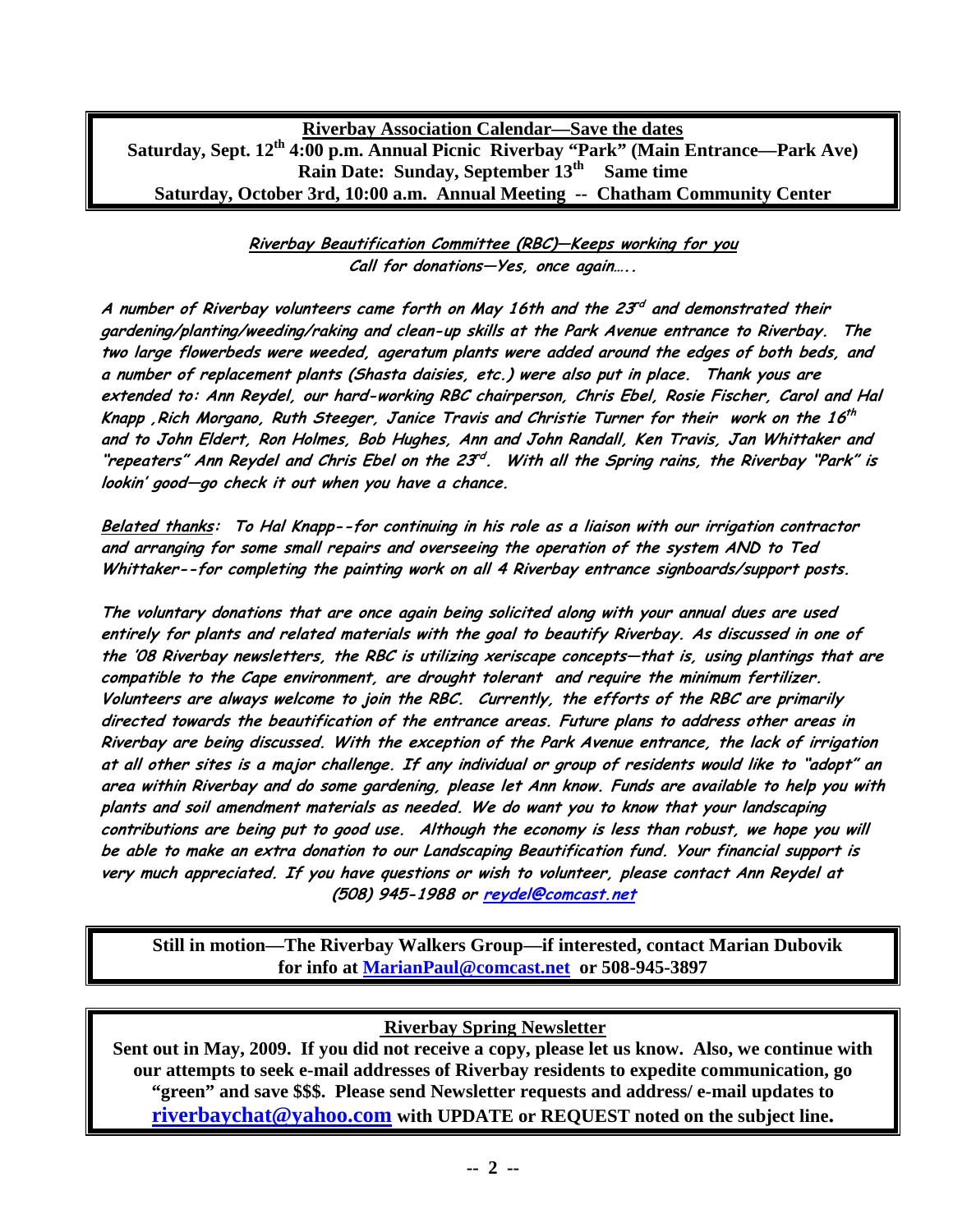**Riverbay Association Calendar—Save the dates**

**Saturday, Sept. 12th 4:00 p.m. Annual Picnic Riverbay "Park" (Main Entrance—Park Ave)**

**Rain Date: Sunday, September 13th Same time**

**Saturday, October 3rd, 10:00 a.m. Annual Meeting -- Chatham Community Center**

***Riverbay Beautification Committee (RBC)—Keeps working for you***

***Call for donations—Yes, once again…..***

***A number of Riverbay volunteers came forth on May 16th and the 23rd and demonstrated their gardening/planting/weeding/raking and clean-up skills at the Park Avenue entrance to Riverbay. The two large flowerbeds were weeded, ageratum plants were added around the edges of both beds, and a number of replacement plants (Shasta daisies, etc.) were also put in place. Thank yous are extended to: Ann Reydel, our hard-working RBC chairperson, Chris Ebel, Rosie Fischer, Carol and Hal Knapp ,Rich Morgano, Ruth Steeger, Janice Travis and Christie Turner for their work on the 16th and to John Eldert, Ron Holmes, Bob Hughes, Ann and John Randall, Ken Travis, Jan Whittaker and "repeaters" Ann Reydel and Chris Ebel on the 23rd. With all the Spring rains, the Riverbay "Park" is lookin' good—go check it out when you have a chance.***

***Belated thanks: To Hal Knapp--for continuing in his role as a liaison with our irrigation contractor and arranging for some small repairs and overseeing the operation of the system AND to Ted Whittaker--for completing the painting work on all 4 Riverbay entrance signboards/support posts.***

***The voluntary donations that are once again being solicited along with your annual dues are used entirely for plants and related materials with the goal to beautify Riverbay. As discussed in one of the '08 Riverbay newsletters, the RBC is utilizing xeriscape concepts—that is, using plantings that are compatible to the Cape environment, are drought tolerant and require the minimum fertilizer. Volunteers are always welcome to join the RBC. Currently, the efforts of the RBC are primarily directed towards the beautification of the entrance areas. Future plans to address other areas in Riverbay are being discussed. With the exception of the Park Avenue entrance, the lack of irrigation at all other sites is a major challenge. If any individual or group of residents would like to "adopt" an area within Riverbay and do some gardening, please let Ann know. Funds are available to help you with plants and soil amendment materials as needed. We do want you to know that your landscaping contributions are being put to good use. Although the economy is less than robust, we hope you will be able to make an extra donation to our Landscaping Beautification fund. Your financial support is very much appreciated. If you have questions or wish to volunteer, please contact Ann Reydel at (508) 945-1988 or reydel@comcast.net***

**Still in motion—The Riverbay Walkers Group—if interested, contact Marian Dubovik for info at MarianPaul@comcast.net or 508-945-3897**

**Riverbay Spring Newsletter**

**Sent out in May, 2009. If you did not receive a copy, please let us know. Also, we continue with our attempts to seek e-mail addresses of Riverbay residents to expedite communication, go "green" and save $$$. Please send Newsletter requests and address/ e-mail updates to riverbaychat@yahoo.com with UPDATE or REQUEST noted on the subject line.**